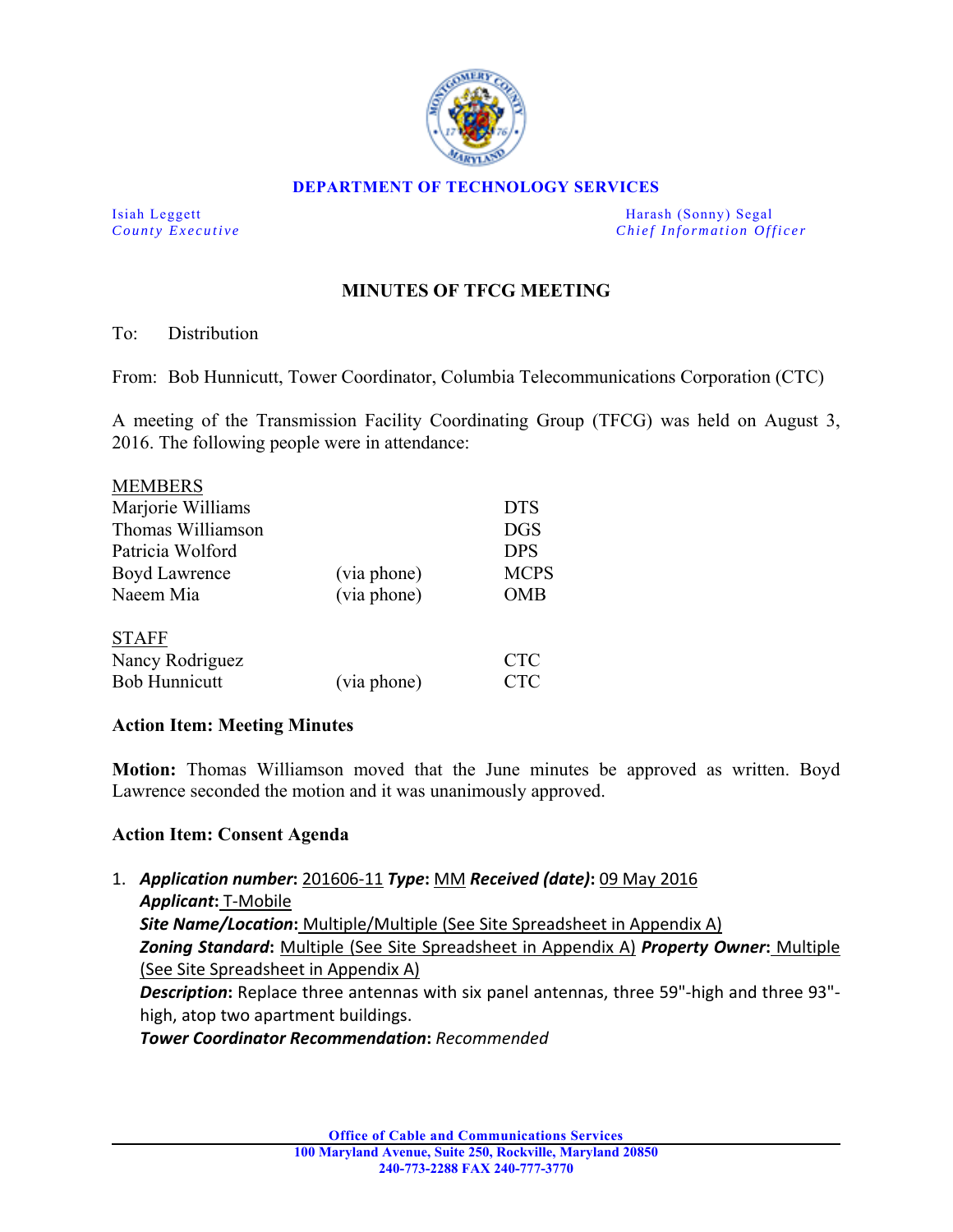**DEPARTMENT OF TECHNOLOGY SERVICES**

Isiah Leggett
*County Executive*

Harash (Sonny) Segal
*Chief Information Officer*

# MINUTES OF TFCG MEETING

To: Distribution

From: Bob Hunnicutt, Tower Coordinator, Columbia Telecommunications Corporation (CTC)

A meeting of the Transmission Facility Coordinating Group (TFCG) was held on August 3, 2016. The following people were in attendance:

MEMBERS

| | | |
|---|---|---|
| Marjorie Williams | | DTS |
| Thomas Williamson | | DGS |
| Patricia Wolford | | DPS |
| Boyd Lawrence | (via phone) | MCPS |
| Naeem Mia | (via phone) | OMB |

STAFF

| | | |
|---|---|---|
| Nancy Rodriguez | | CTC |
| Bob Hunnicutt | (via phone) | CTC |

**Action Item: Meeting Minutes**

**Motion:** Thomas Williamson moved that the June minutes be approved as written. Boyd Lawrence seconded the motion and it was unanimously approved.

**Action Item: Consent Agenda**

1. ***Application number*:** 201606-11 ***Type*:** MM ***Received (date)*:** 09 May 2016
   ***Applicant*:** T-Mobile
   ***Site Name/Location*:** Multiple/Multiple (See Site Spreadsheet in Appendix A)
   ***Zoning Standard*:** Multiple (See Site Spreadsheet in Appendix A) ***Property Owner*:** Multiple (See Site Spreadsheet in Appendix A)
   ***Description*:** Replace three antennas with six panel antennas, three 59"-high and three 93"-high, atop two apartment buildings.
   ***Tower Coordinator Recommendation*:** *Recommended*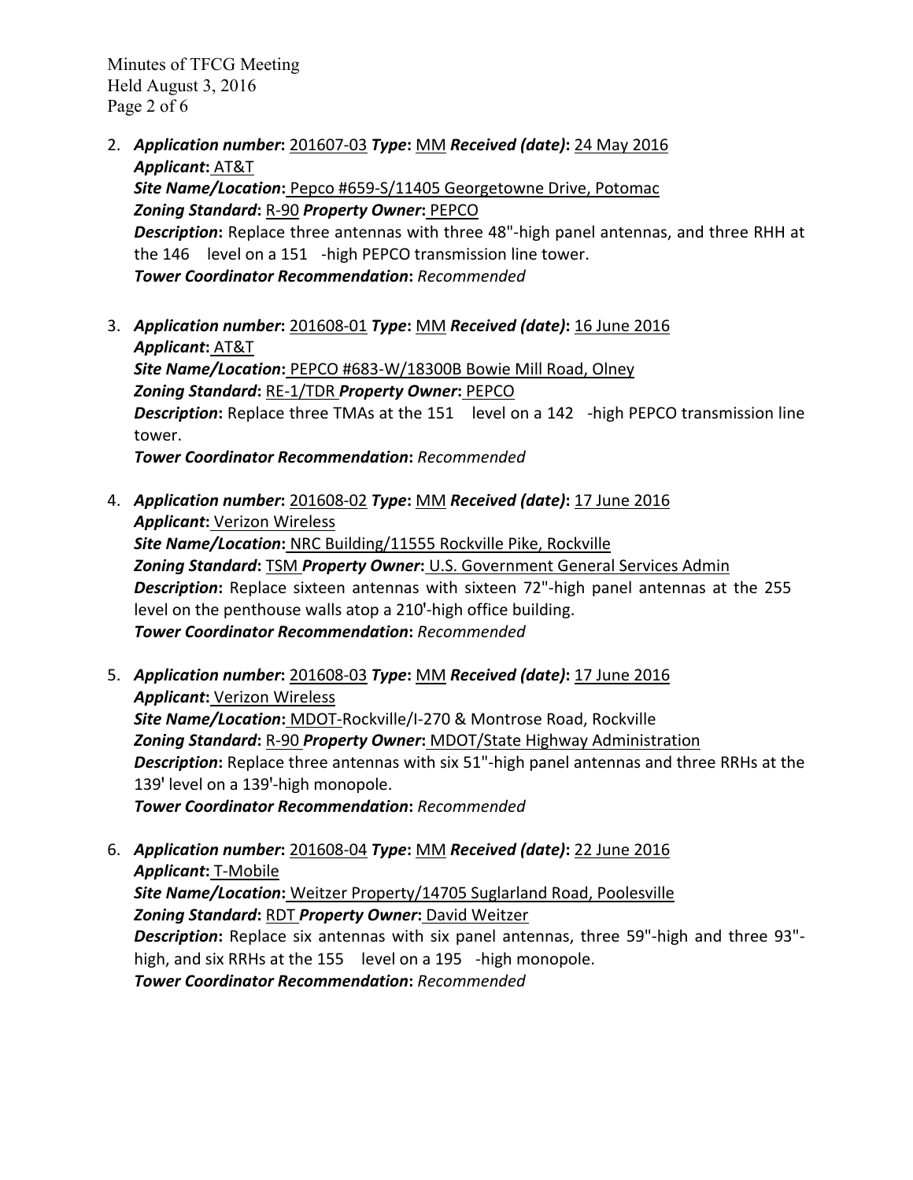2. ***Application number*:** 201607-03 ***Type*:** MM ***Received (date)*:** 24 May 2016
   ***Applicant*:** AT&T
   ***Site Name/Location*:** Pepco #659-S/11405 Georgetowne Drive, Potomac
   ***Zoning Standard*:** R-90 ***Property Owner*:** PEPCO
   ***Description*:** Replace three antennas with three 48"-high panel antennas, and three RHH at the 146 level on a 151 -high PEPCO transmission line tower.
   ***Tower Coordinator Recommendation*:** *Recommended*

3. ***Application number*:** 201608-01 ***Type*:** MM ***Received (date)*:** 16 June 2016
   ***Applicant*:** AT&T
   ***Site Name/Location*:** PEPCO #683-W/18300B Bowie Mill Road, Olney
   ***Zoning Standard*:** RE-1/TDR ***Property Owner*:** PEPCO
   ***Description*:** Replace three TMAs at the 151 level on a 142 -high PEPCO transmission line tower.
   ***Tower Coordinator Recommendation*:** *Recommended*

4. ***Application number*:** 201608-02 ***Type*:** MM ***Received (date)*:** 17 June 2016
   ***Applicant*:** Verizon Wireless
   ***Site Name/Location*:** NRC Building/11555 Rockville Pike, Rockville
   ***Zoning Standard*:** TSM ***Property Owner*:** U.S. Government General Services Admin
   ***Description*:** Replace sixteen antennas with sixteen 72"-high panel antennas at the 255 level on the penthouse walls atop a 210'-high office building.
   ***Tower Coordinator Recommendation*:** *Recommended*

5. ***Application number*:** 201608-03 ***Type*:** MM ***Received (date)*:** 17 June 2016
   ***Applicant*:** Verizon Wireless
   ***Site Name/Location*:** MDOT-Rockville/I-270 & Montrose Road, Rockville
   ***Zoning Standard*:** R-90 ***Property Owner*:** MDOT/State Highway Administration
   ***Description*:** Replace three antennas with six 51"-high panel antennas and three RRHs at the 139' level on a 139'-high monopole.
   ***Tower Coordinator Recommendation*:** *Recommended*

6. ***Application number*:** 201608-04 ***Type*:** MM ***Received (date)*:** 22 June 2016
   ***Applicant*:** T-Mobile
   ***Site Name/Location*:** Weitzer Property/14705 Suglarland Road, Poolesville
   ***Zoning Standard*:** RDT ***Property Owner*:** David Weitzer
   ***Description*:** Replace six antennas with six panel antennas, three 59"-high and three 93"-high, and six RRHs at the 155 level on a 195 -high monopole.
   ***Tower Coordinator Recommendation*:** *Recommended*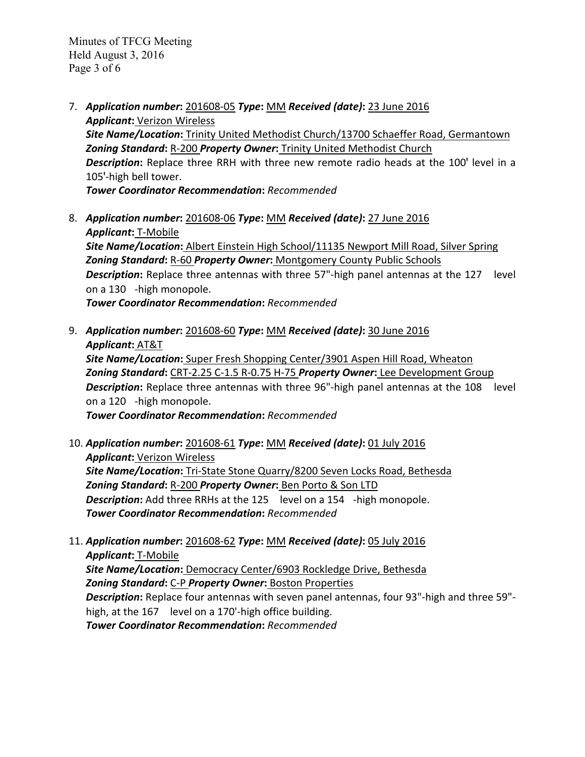7. ***Application number*****:** 201608-05 ***Type*****:** MM ***Received (date)*****:** 23 June 2016
   ***Applicant*****:** Verizon Wireless
   ***Site Name/Location*****:** Trinity United Methodist Church/13700 Schaeffer Road, Germantown
   ***Zoning Standard*****:** R-200 ***Property Owner*****:** Trinity United Methodist Church
   ***Description*****:** Replace three RRH with three new remote radio heads at the 100' level in a 105'-high bell tower.
   ***Tower Coordinator Recommendation*****:** *Recommended*

8. ***Application number*****:** 201608-06 ***Type*****:** MM ***Received (date)*****:** 27 June 2016
   ***Applicant*****:** T-Mobile
   ***Site Name/Location*****:** Albert Einstein High School/11135 Newport Mill Road, Silver Spring
   ***Zoning Standard*****:** R-60 ***Property Owner*****:** Montgomery County Public Schools
   ***Description*****:** Replace three antennas with three 57"-high panel antennas at the 127 level on a 130 -high monopole.
   ***Tower Coordinator Recommendation*****:** *Recommended*

9. ***Application number*****:** 201608-60 ***Type*****:** MM ***Received (date)*****:** 30 June 2016
   ***Applicant*****:** AT&T
   ***Site Name/Location*****:** Super Fresh Shopping Center/3901 Aspen Hill Road, Wheaton
   ***Zoning Standard*****:** CRT-2.25 C-1.5 R-0.75 H-75 ***Property Owner*****:** Lee Development Group
   ***Description*****:** Replace three antennas with three 96"-high panel antennas at the 108 level on a 120 -high monopole.
   ***Tower Coordinator Recommendation*****:** *Recommended*

10. ***Application number*****:** 201608-61 ***Type*****:** MM ***Received (date)*****:** 01 July 2016
    ***Applicant*****:** Verizon Wireless
    ***Site Name/Location*****:** Tri-State Stone Quarry/8200 Seven Locks Road, Bethesda
    ***Zoning Standard*****:** R-200 ***Property Owner*****:** Ben Porto & Son LTD
    ***Description*****:** Add three RRHs at the 125 level on a 154 -high monopole.
    ***Tower Coordinator Recommendation*****:** *Recommended*

11. ***Application number*****:** 201608-62 ***Type*****:** MM ***Received (date)*****:** 05 July 2016
    ***Applicant*****:** T-Mobile
    ***Site Name/Location*****:** Democracy Center/6903 Rockledge Drive, Bethesda
    ***Zoning Standard*****:** C-P ***Property Owner*****:** Boston Properties
    ***Description*****:** Replace four antennas with seven panel antennas, four 93"-high and three 59"-high, at the 167 level on a 170'-high office building.
    ***Tower Coordinator Recommendation*****:** *Recommended*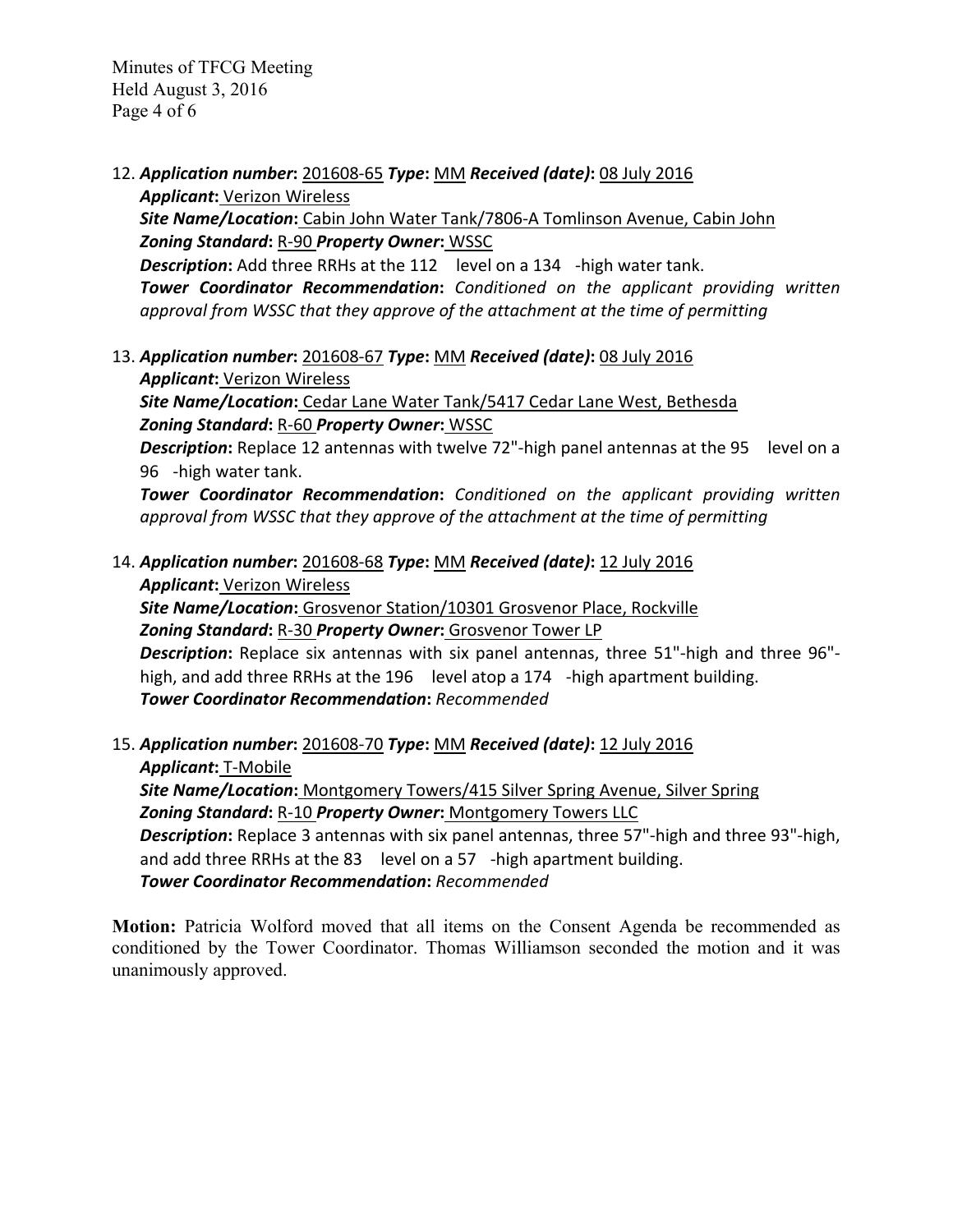12. ***Application number*****:** 201608-65 ***Type*****:** MM ***Received (date)*****:** 08 July 2016
    ***Applicant*****:** Verizon Wireless
    ***Site Name/Location*****:** Cabin John Water Tank/7806-A Tomlinson Avenue, Cabin John
    ***Zoning Standard*****:** R-90 ***Property Owner*****:** WSSC
    ***Description*****:** Add three RRHs at the 112   level on a 134   -high water tank.
    ***Tower Coordinator Recommendation*****:** *Conditioned on the applicant providing written approval from WSSC that they approve of the attachment at the time of permitting*

13. ***Application number*****:** 201608-67 ***Type*****:** MM ***Received (date)*****:** 08 July 2016
    ***Applicant*****:** Verizon Wireless
    ***Site Name/Location*****:** Cedar Lane Water Tank/5417 Cedar Lane West, Bethesda
    ***Zoning Standard*****:** R-60 ***Property Owner*****:** WSSC
    ***Description*****:** Replace 12 antennas with twelve 72"-high panel antennas at the 95   level on a 96   -high water tank.
    ***Tower Coordinator Recommendation*****:** *Conditioned on the applicant providing written approval from WSSC that they approve of the attachment at the time of permitting*

14. ***Application number*****:** 201608-68 ***Type*****:** MM ***Received (date)*****:** 12 July 2016
    ***Applicant*****:** Verizon Wireless
    ***Site Name/Location*****:** Grosvenor Station/10301 Grosvenor Place, Rockville
    ***Zoning Standard*****:** R-30 ***Property Owner*****:** Grosvenor Tower LP
    ***Description*****:** Replace six antennas with six panel antennas, three 51"-high and three 96"-high, and add three RRHs at the 196   level atop a 174   -high apartment building.
    ***Tower Coordinator Recommendation*****:** *Recommended*

15. ***Application number*****:** 201608-70 ***Type*****:** MM ***Received (date)*****:** 12 July 2016
    ***Applicant*****:** T-Mobile
    ***Site Name/Location*****:** Montgomery Towers/415 Silver Spring Avenue, Silver Spring
    ***Zoning Standard*****:** R-10 ***Property Owner*****:** Montgomery Towers LLC
    ***Description*****:** Replace 3 antennas with six panel antennas, three 57"-high and three 93"-high, and add three RRHs at the 83   level on a 57   -high apartment building.
    ***Tower Coordinator Recommendation*****:** *Recommended*

**Motion:** Patricia Wolford moved that all items on the Consent Agenda be recommended as conditioned by the Tower Coordinator. Thomas Williamson seconded the motion and it was unanimously approved.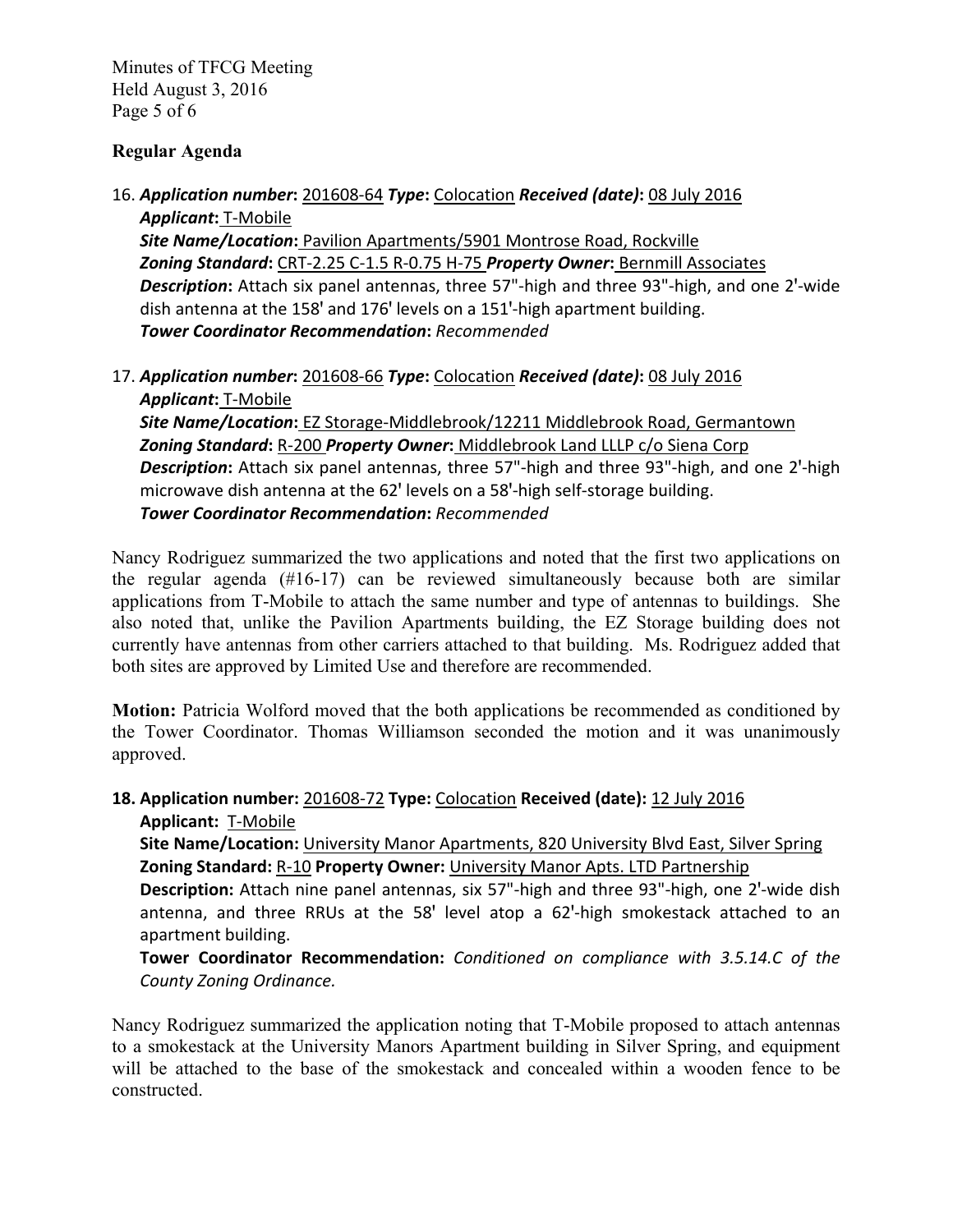## Regular Agenda

16. ***Application number*****:** 201608-64 ***Type*****:** Colocation ***Received (date)*****:** 08 July 2016
    ***Applicant*****:** T-Mobile
    ***Site Name/Location*****:** Pavilion Apartments/5901 Montrose Road, Rockville
    ***Zoning Standard*****:** CRT-2.25 C-1.5 R-0.75 H-75 ***Property Owner*****:** Bernmill Associates
    ***Description*****:** Attach six panel antennas, three 57"-high and three 93"-high, and one 2'-wide dish antenna at the 158' and 176' levels on a 151'-high apartment building.
    ***Tower Coordinator Recommendation*****:** *Recommended*

17. ***Application number*****:** 201608-66 ***Type*****:** Colocation ***Received (date)*****:** 08 July 2016
    ***Applicant*****:** T-Mobile
    ***Site Name/Location*****:** EZ Storage-Middlebrook/12211 Middlebrook Road, Germantown
    ***Zoning Standard*****:** R-200 ***Property Owner*****:** Middlebrook Land LLLP c/o Siena Corp
    ***Description*****:** Attach six panel antennas, three 57"-high and three 93"-high, and one 2'-high microwave dish antenna at the 62' levels on a 58'-high self-storage building.
    ***Tower Coordinator Recommendation*****:** *Recommended*

Nancy Rodriguez summarized the two applications and noted that the first two applications on the regular agenda (#16-17) can be reviewed simultaneously because both are similar applications from T-Mobile to attach the same number and type of antennas to buildings. She also noted that, unlike the Pavilion Apartments building, the EZ Storage building does not currently have antennas from other carriers attached to that building. Ms. Rodriguez added that both sites are approved by Limited Use and therefore are recommended.

**Motion:** Patricia Wolford moved that the both applications be recommended as conditioned by the Tower Coordinator. Thomas Williamson seconded the motion and it was unanimously approved.

18. **Application number:** 201608-72 **Type:** Colocation **Received (date):** 12 July 2016
    **Applicant:** T-Mobile
    **Site Name/Location:** University Manor Apartments, 820 University Blvd East, Silver Spring
    **Zoning Standard:** R-10 **Property Owner:** University Manor Apts. LTD Partnership
    **Description:** Attach nine panel antennas, six 57"-high and three 93"-high, one 2'-wide dish antenna, and three RRUs at the 58' level atop a 62'-high smokestack attached to an apartment building.
    **Tower Coordinator Recommendation:** *Conditioned on compliance with 3.5.14.C of the County Zoning Ordinance.*

Nancy Rodriguez summarized the application noting that T-Mobile proposed to attach antennas to a smokestack at the University Manors Apartment building in Silver Spring, and equipment will be attached to the base of the smokestack and concealed within a wooden fence to be constructed.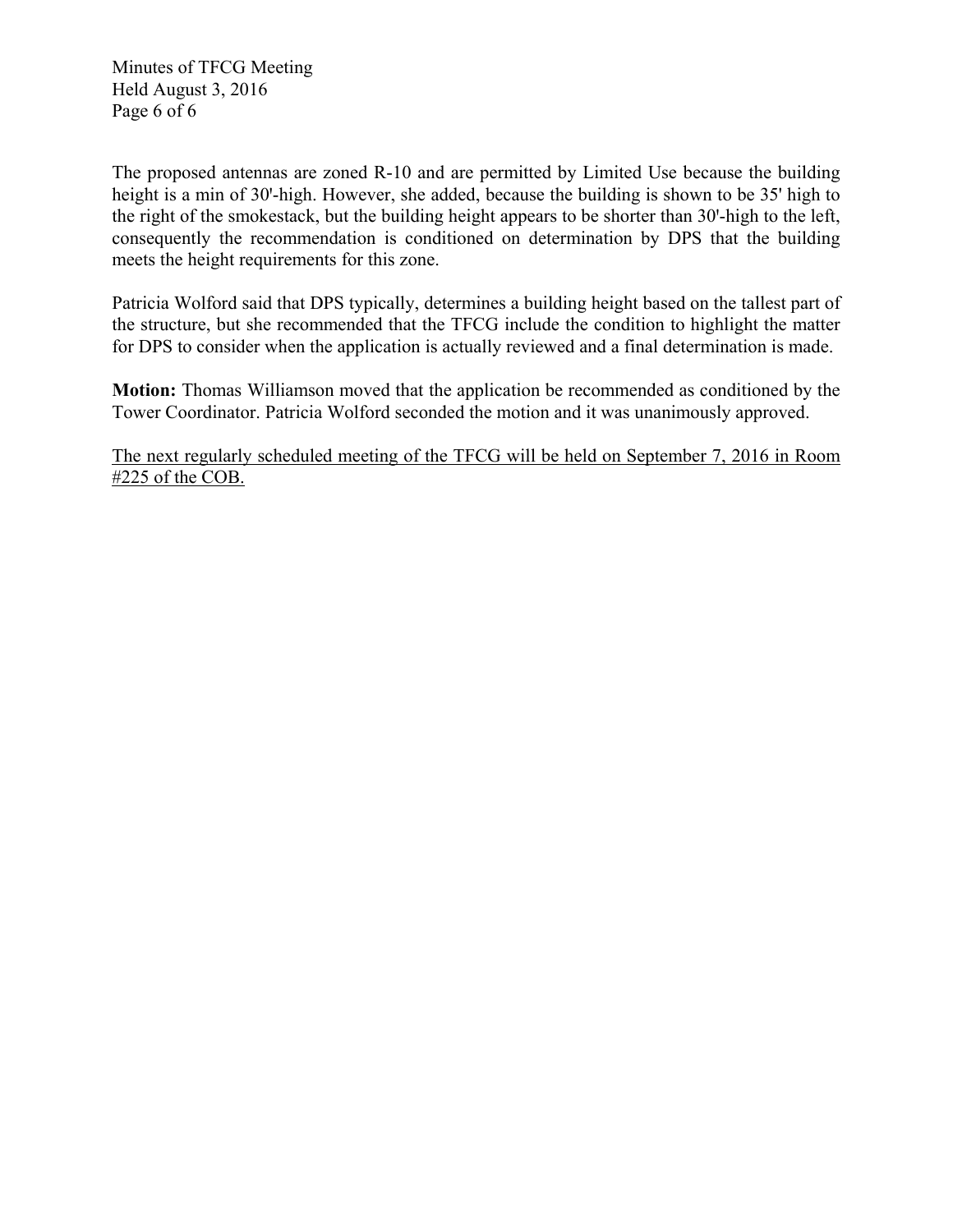The proposed antennas are zoned R-10 and are permitted by Limited Use because the building height is a min of 30'-high. However, she added, because the building is shown to be 35' high to the right of the smokestack, but the building height appears to be shorter than 30'-high to the left, consequently the recommendation is conditioned on determination by DPS that the building meets the height requirements for this zone.

Patricia Wolford said that DPS typically, determines a building height based on the tallest part of the structure, but she recommended that the TFCG include the condition to highlight the matter for DPS to consider when the application is actually reviewed and a final determination is made.

**Motion:** Thomas Williamson moved that the application be recommended as conditioned by the Tower Coordinator. Patricia Wolford seconded the motion and it was unanimously approved.

<u>The next regularly scheduled meeting of the TFCG will be held on September 7, 2016 in Room #225 of the COB.</u>